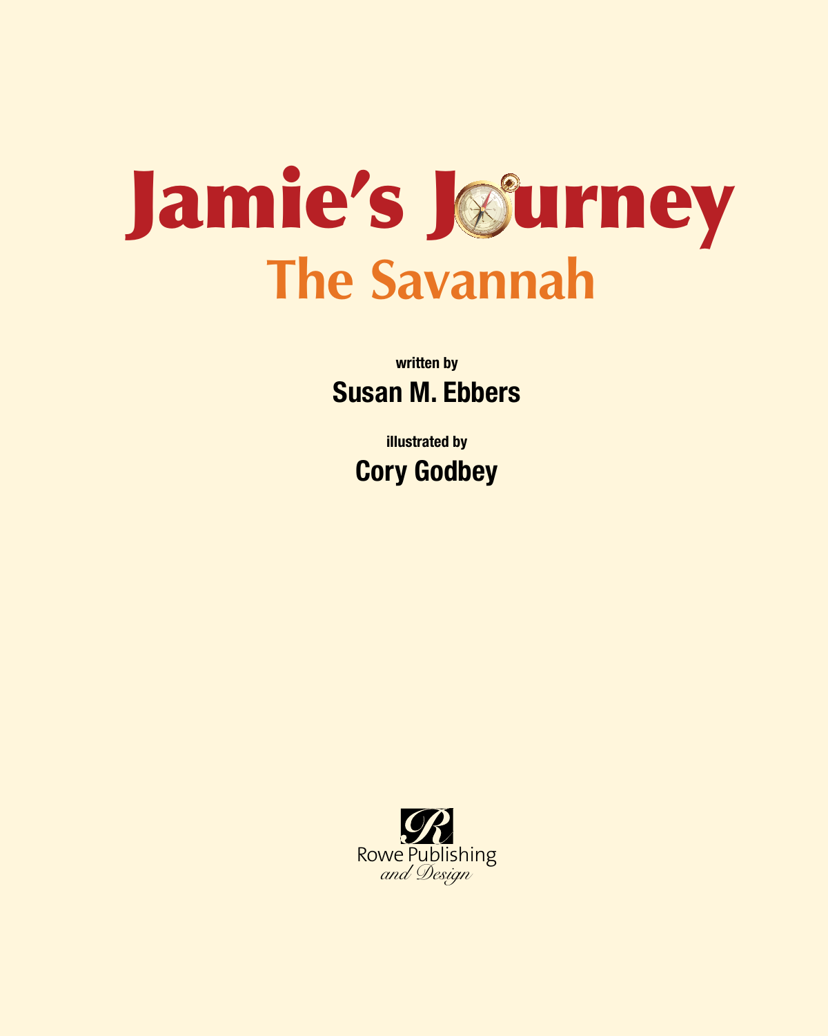# Jamie's Journey

## The Savannah

written by

**Susan M. Ebbers**

illustrated by

**Cory Godbey**

Rowe Publishing
*and Design*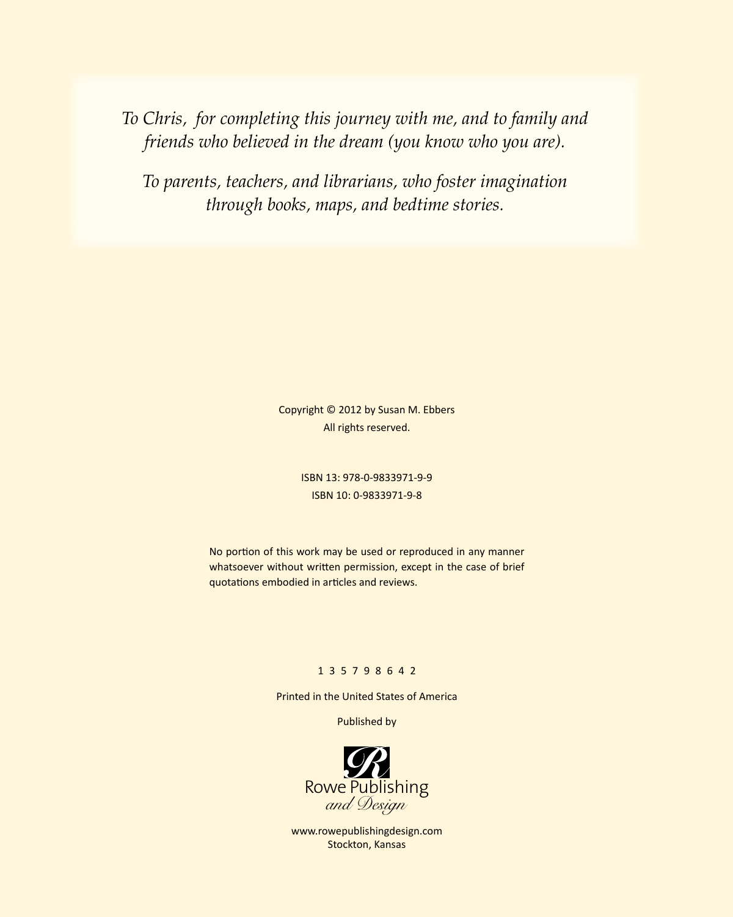*To Chris, for completing this journey with me, and to family and friends who believed in the dream (you know who you are).*

*To parents, teachers, and librarians, who foster imagination through books, maps, and bedtime stories.*

Copyright © 2012 by Susan M. Ebbers
All rights reserved.

ISBN 13: 978-0-9833971-9-9
ISBN 10: 0-9833971-9-8

No portion of this work may be used or reproduced in any manner whatsoever without written permission, except in the case of brief quotations embodied in articles and reviews.

1 3 5 7 9 8 6 4 2

Printed in the United States of America

Published by

Rowe Publishing
*and Design*

www.rowepublishingdesign.com
Stockton, Kansas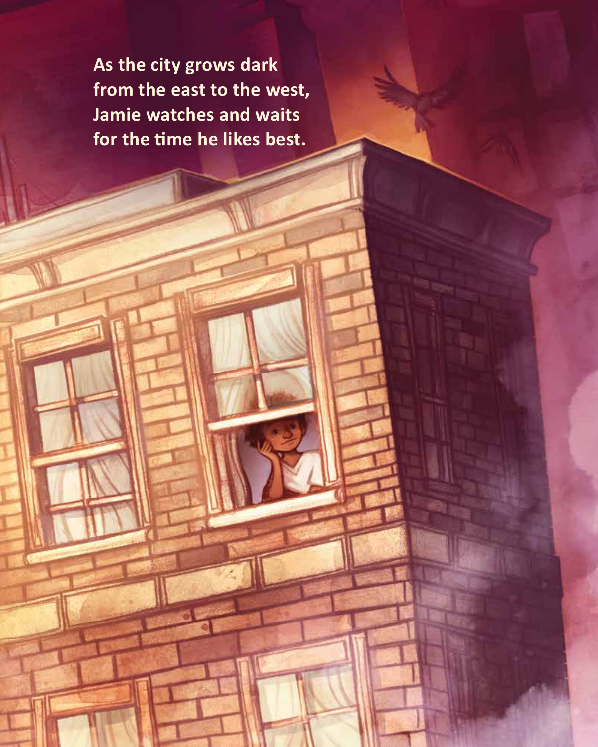As the city grows dark
from the east to the west,
Jamie watches and waits
for the time he likes best.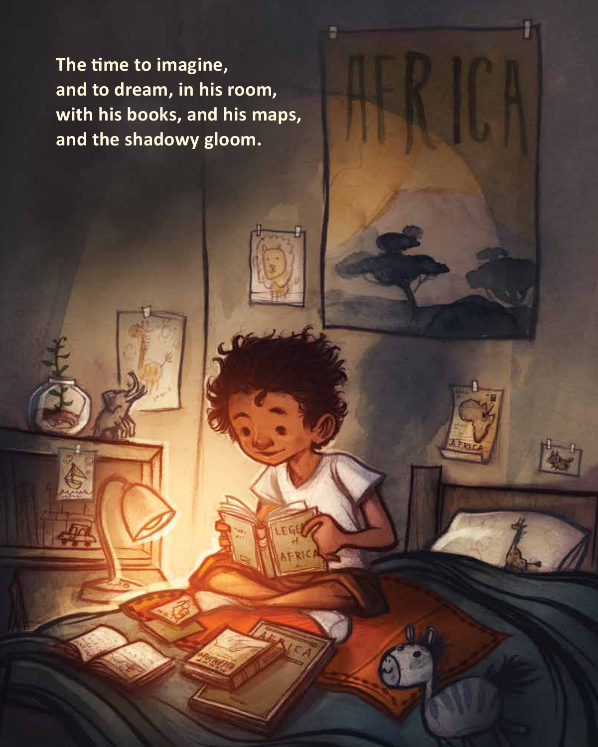**The time to imagine,
and to dream, in his room,
with his books, and his maps,
and the shadowy gloom.**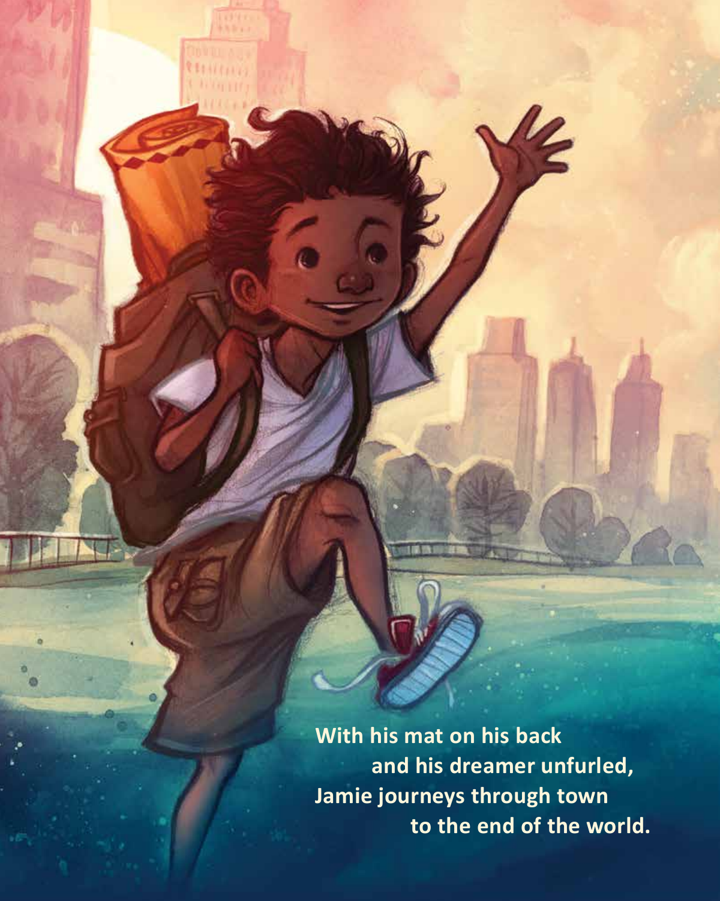With his mat on his back
and his dreamer unfurled,
Jamie journeys through town
to the end of the world.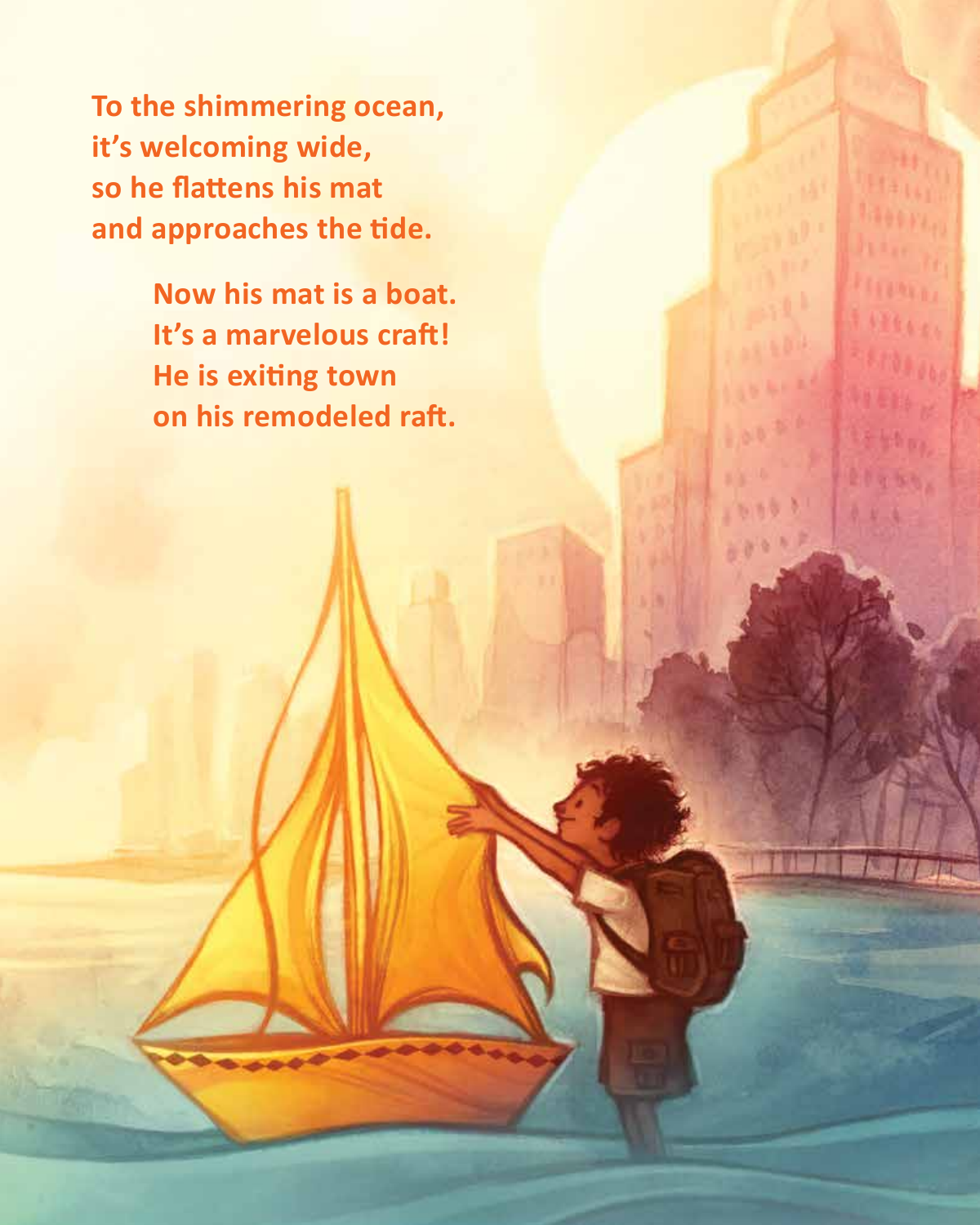**To the shimmering ocean,
it's welcoming wide,
so he flattens his mat
and approaches the tide.**

**Now his mat is a boat.
It's a marvelous craft!
He is exiting town
on his remodeled raft.**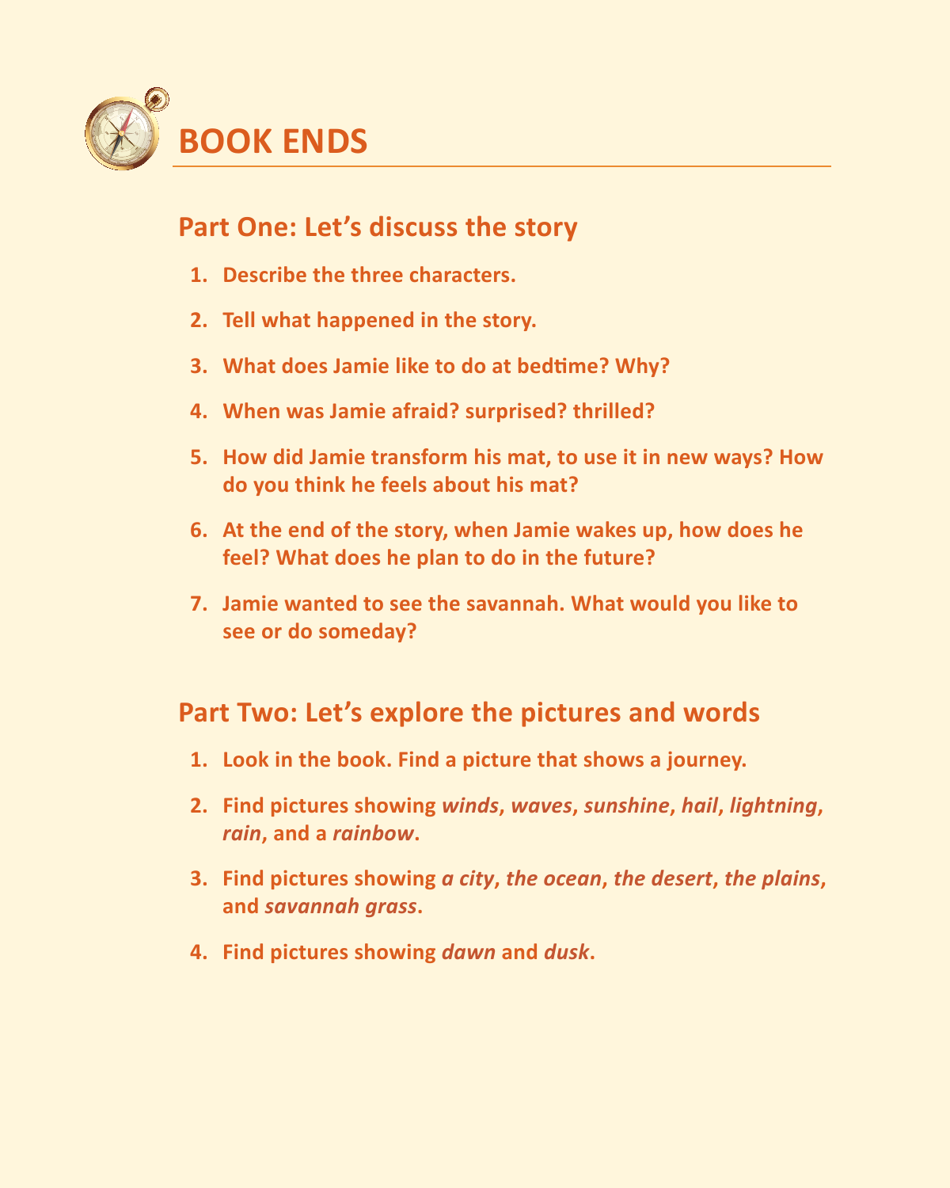# BOOK ENDS

## Part One: Let's discuss the story

1. Describe the three characters.
2. Tell what happened in the story.
3. What does Jamie like to do at bedtime? Why?
4. When was Jamie afraid? surprised? thrilled?
5. How did Jamie transform his mat, to use it in new ways? How do you think he feels about his mat?
6. At the end of the story, when Jamie wakes up, how does he feel? What does he plan to do in the future?
7. Jamie wanted to see the savannah. What would you like to see or do someday?

## Part Two: Let's explore the pictures and words

1. Look in the book. Find a picture that shows a journey.
2. Find pictures showing *winds*, *waves*, *sunshine*, *hail*, *lightning*, *rain*, and a *rainbow*.
3. Find pictures showing *a city*, *the ocean*, *the desert*, *the plains*, and *savannah grass*.
4. Find pictures showing *dawn* and *dusk*.